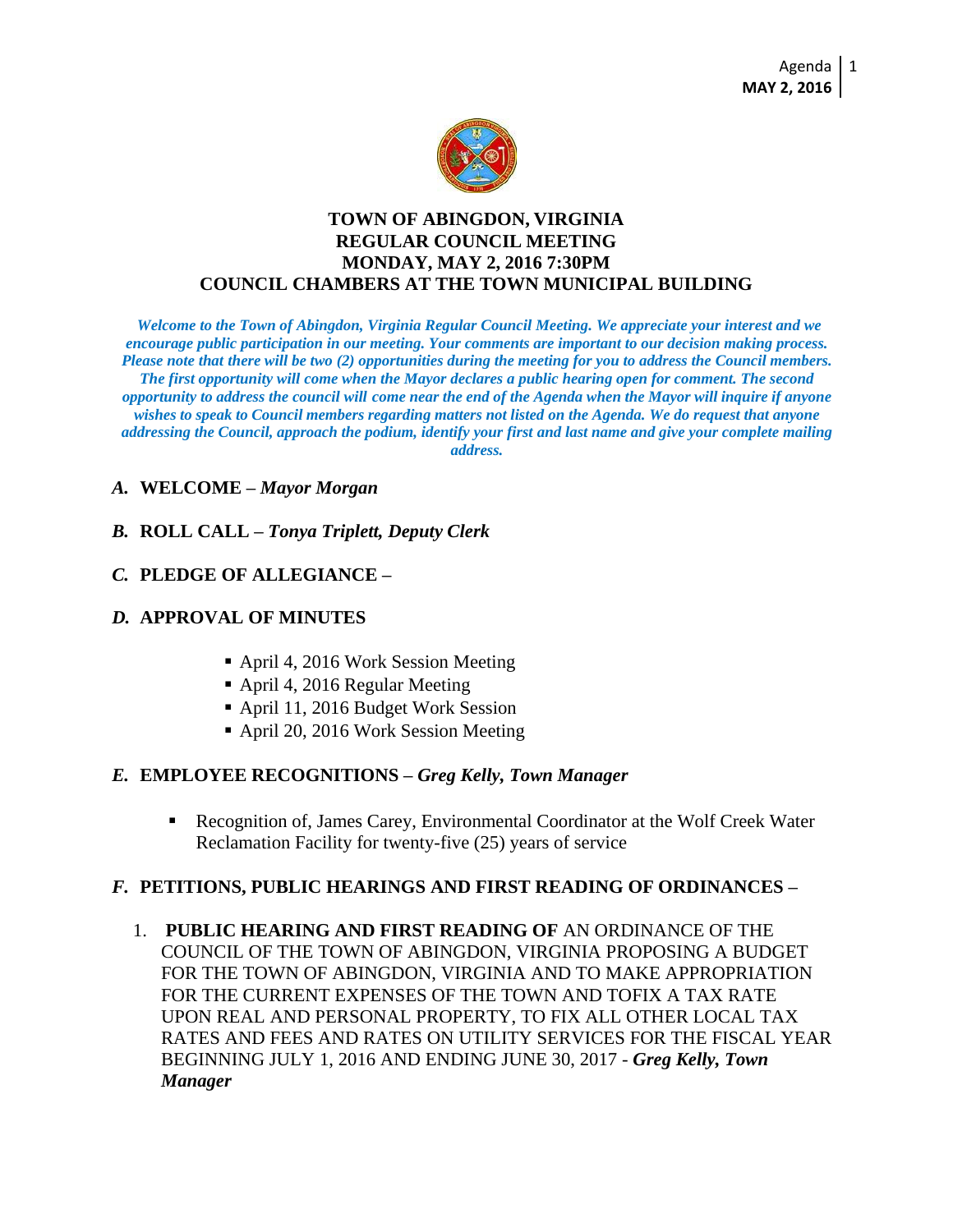# TOWN OF ABINGDON, VIRGINIA
## REGULAR COUNCIL MEETING
## MONDAY, MAY 2, 2016 7:30PM
## COUNCIL CHAMBERS AT THE TOWN MUNICIPAL BUILDING

***Welcome to the Town of Abingdon, Virginia Regular Council Meeting. We appreciate your interest and we encourage public participation in our meeting. Your comments are important to our decision making process. Please note that there will be two (2) opportunities during the meeting for you to address the Council members. The first opportunity will come when the Mayor declares a public hearing open for comment. The second opportunity to address the council will come near the end of the Agenda when the Mayor will inquire if anyone wishes to speak to Council members regarding matters not listed on the Agenda. We do request that anyone addressing the Council, approach the podium, identify your first and last name and give your complete mailing address.***

***A.*** **WELCOME –** ***Mayor Morgan***

***B.*** **ROLL CALL –** ***Tonya Triplett, Deputy Clerk***

***C.*** **PLEDGE OF ALLEGIANCE –**

***D.*** **APPROVAL OF MINUTES**

- April 4, 2016 Work Session Meeting
- April 4, 2016 Regular Meeting
- April 11, 2016 Budget Work Session
- April 20, 2016 Work Session Meeting

***E.*** **EMPLOYEE RECOGNITIONS –** ***Greg Kelly, Town Manager***

- Recognition of, James Carey, Environmental Coordinator at the Wolf Creek Water Reclamation Facility for twenty-five (25) years of service

***F.*** **PETITIONS, PUBLIC HEARINGS AND FIRST READING OF ORDINANCES –**

1. **PUBLIC HEARING AND FIRST READING OF** AN ORDINANCE OF THE COUNCIL OF THE TOWN OF ABINGDON, VIRGINIA PROPOSING A BUDGET FOR THE TOWN OF ABINGDON, VIRGINIA AND TO MAKE APPROPRIATION FOR THE CURRENT EXPENSES OF THE TOWN AND TOFIX A TAX RATE UPON REAL AND PERSONAL PROPERTY, TO FIX ALL OTHER LOCAL TAX RATES AND FEES AND RATES ON UTILITY SERVICES FOR THE FISCAL YEAR BEGINNING JULY 1, 2016 AND ENDING JUNE 30, 2017 - ***Greg Kelly, Town Manager***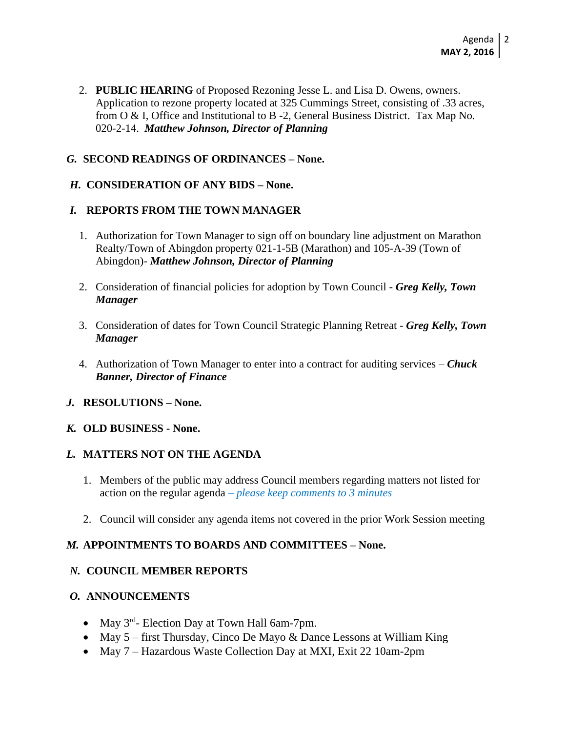2. **PUBLIC HEARING** of Proposed Rezoning Jesse L. and Lisa D. Owens, owners. Application to rezone property located at 325 Cummings Street, consisting of .33 acres, from O & I, Office and Institutional to B -2, General Business District. Tax Map No. 020-2-14. ***Matthew Johnson, Director of Planning***

## *G.* SECOND READINGS OF ORDINANCES – None.

## *H.* CONSIDERATION OF ANY BIDS – None.

## *I.* REPORTS FROM THE TOWN MANAGER

1. Authorization for Town Manager to sign off on boundary line adjustment on Marathon Realty/Town of Abingdon property 021-1-5B (Marathon) and 105-A-39 (Town of Abingdon)- ***Matthew Johnson, Director of Planning***

2. Consideration of financial policies for adoption by Town Council - ***Greg Kelly, Town Manager***

3. Consideration of dates for Town Council Strategic Planning Retreat - ***Greg Kelly, Town Manager***

4. Authorization of Town Manager to enter into a contract for auditing services – ***Chuck Banner, Director of Finance***

## *J.* RESOLUTIONS – None.

## *K.* OLD BUSINESS - None.

## *L.* MATTERS NOT ON THE AGENDA

1. Members of the public may address Council members regarding matters not listed for action on the regular agenda – *please keep comments to 3 minutes*

2. Council will consider any agenda items not covered in the prior Work Session meeting

## *M.* APPOINTMENTS TO BOARDS AND COMMITTEES – None.

## *N.* COUNCIL MEMBER REPORTS

## *O.* ANNOUNCEMENTS

- May 3rd- Election Day at Town Hall 6am-7pm.
- May 5 – first Thursday, Cinco De Mayo & Dance Lessons at William King
- May 7 – Hazardous Waste Collection Day at MXI, Exit 22 10am-2pm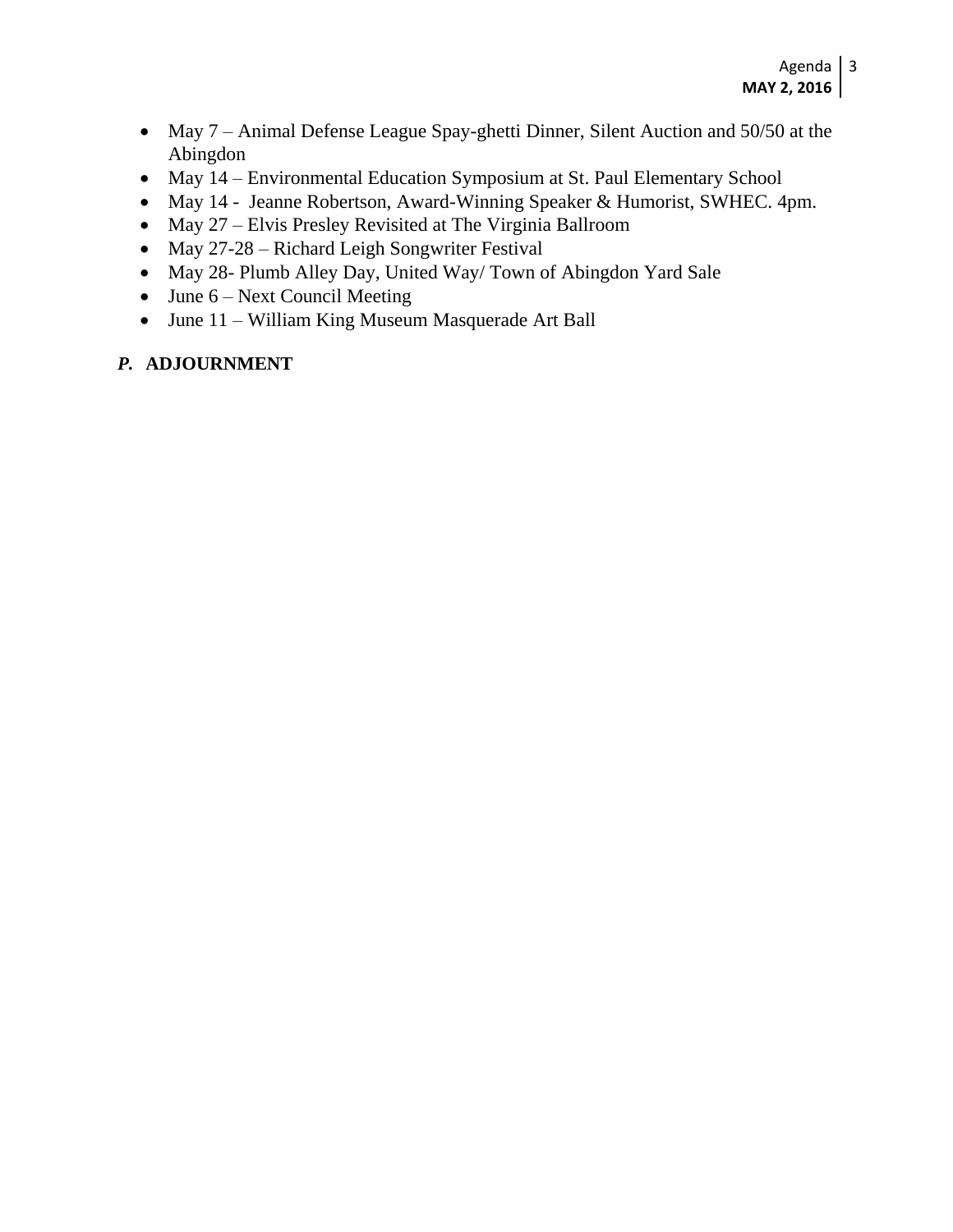- May 7 – Animal Defense League Spay-ghetti Dinner, Silent Auction and 50/50 at the Abingdon
- May 14 – Environmental Education Symposium at St. Paul Elementary School
- May 14 - Jeanne Robertson, Award-Winning Speaker & Humorist, SWHEC. 4pm.
- May 27 – Elvis Presley Revisited at The Virginia Ballroom
- May 27-28 – Richard Leigh Songwriter Festival
- May 28- Plumb Alley Day, United Way/ Town of Abingdon Yard Sale
- June 6 – Next Council Meeting
- June 11 – William King Museum Masquerade Art Ball

***P.*** **ADJOURNMENT**